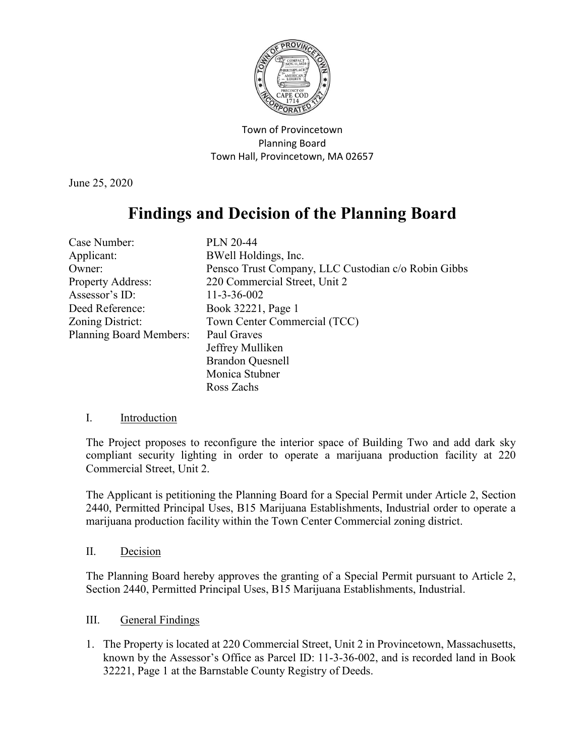Town of Provincetown
Planning Board
Town Hall, Provincetown, MA 02657

June 25, 2020

# Findings and Decision of the Planning Board

| | |
|---|---|
| Case Number: | PLN 20-44 |
| Applicant: | BWell Holdings, Inc. |
| Owner: | Pensco Trust Company, LLC Custodian c/o Robin Gibbs |
| Property Address: | 220 Commercial Street, Unit 2 |
| Assessor's ID: | 11-3-36-002 |
| Deed Reference: | Book 32221, Page 1 |
| Zoning District: | Town Center Commercial (TCC) |
| Planning Board Members: | Paul Graves<br>Jeffrey Mulliken<br>Brandon Quesnell<br>Monica Stubner<br>Ross Zachs |

## I. Introduction

The Project proposes to reconfigure the interior space of Building Two and add dark sky compliant security lighting in order to operate a marijuana production facility at 220 Commercial Street, Unit 2.

The Applicant is petitioning the Planning Board for a Special Permit under Article 2, Section 2440, Permitted Principal Uses, B15 Marijuana Establishments, Industrial order to operate a marijuana production facility within the Town Center Commercial zoning district.

## II. Decision

The Planning Board hereby approves the granting of a Special Permit pursuant to Article 2, Section 2440, Permitted Principal Uses, B15 Marijuana Establishments, Industrial.

## III. General Findings

1. The Property is located at 220 Commercial Street, Unit 2 in Provincetown, Massachusetts, known by the Assessor's Office as Parcel ID: 11-3-36-002, and is recorded land in Book 32221, Page 1 at the Barnstable County Registry of Deeds.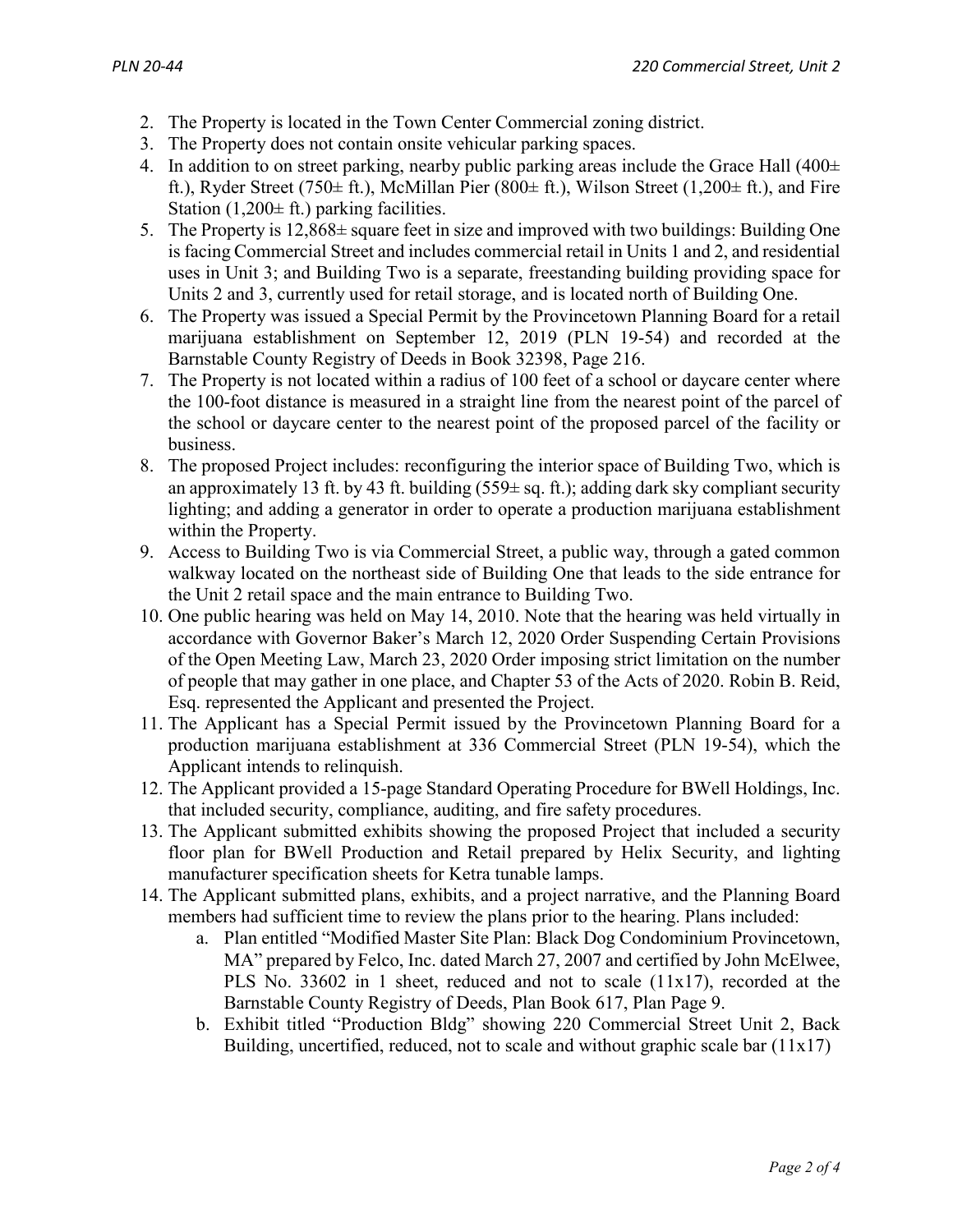2. The Property is located in the Town Center Commercial zoning district.
3. The Property does not contain onsite vehicular parking spaces.
4. In addition to on street parking, nearby public parking areas include the Grace Hall (400± ft.), Ryder Street (750± ft.), McMillan Pier (800± ft.), Wilson Street (1,200± ft.), and Fire Station (1,200± ft.) parking facilities.
5. The Property is 12,868± square feet in size and improved with two buildings: Building One is facing Commercial Street and includes commercial retail in Units 1 and 2, and residential uses in Unit 3; and Building Two is a separate, freestanding building providing space for Units 2 and 3, currently used for retail storage, and is located north of Building One.
6. The Property was issued a Special Permit by the Provincetown Planning Board for a retail marijuana establishment on September 12, 2019 (PLN 19-54) and recorded at the Barnstable County Registry of Deeds in Book 32398, Page 216.
7. The Property is not located within a radius of 100 feet of a school or daycare center where the 100-foot distance is measured in a straight line from the nearest point of the parcel of the school or daycare center to the nearest point of the proposed parcel of the facility or business.
8. The proposed Project includes: reconfiguring the interior space of Building Two, which is an approximately 13 ft. by 43 ft. building (559± sq. ft.); adding dark sky compliant security lighting; and adding a generator in order to operate a production marijuana establishment within the Property.
9. Access to Building Two is via Commercial Street, a public way, through a gated common walkway located on the northeast side of Building One that leads to the side entrance for the Unit 2 retail space and the main entrance to Building Two.
10. One public hearing was held on May 14, 2010. Note that the hearing was held virtually in accordance with Governor Baker's March 12, 2020 Order Suspending Certain Provisions of the Open Meeting Law, March 23, 2020 Order imposing strict limitation on the number of people that may gather in one place, and Chapter 53 of the Acts of 2020. Robin B. Reid, Esq. represented the Applicant and presented the Project.
11. The Applicant has a Special Permit issued by the Provincetown Planning Board for a production marijuana establishment at 336 Commercial Street (PLN 19-54), which the Applicant intends to relinquish.
12. The Applicant provided a 15-page Standard Operating Procedure for BWell Holdings, Inc. that included security, compliance, auditing, and fire safety procedures.
13. The Applicant submitted exhibits showing the proposed Project that included a security floor plan for BWell Production and Retail prepared by Helix Security, and lighting manufacturer specification sheets for Ketra tunable lamps.
14. The Applicant submitted plans, exhibits, and a project narrative, and the Planning Board members had sufficient time to review the plans prior to the hearing. Plans included:
    a. Plan entitled "Modified Master Site Plan: Black Dog Condominium Provincetown, MA" prepared by Felco, Inc. dated March 27, 2007 and certified by John McElwee, PLS No. 33602 in 1 sheet, reduced and not to scale (11x17), recorded at the Barnstable County Registry of Deeds, Plan Book 617, Plan Page 9.
    b. Exhibit titled "Production Bldg" showing 220 Commercial Street Unit 2, Back Building, uncertified, reduced, not to scale and without graphic scale bar (11x17)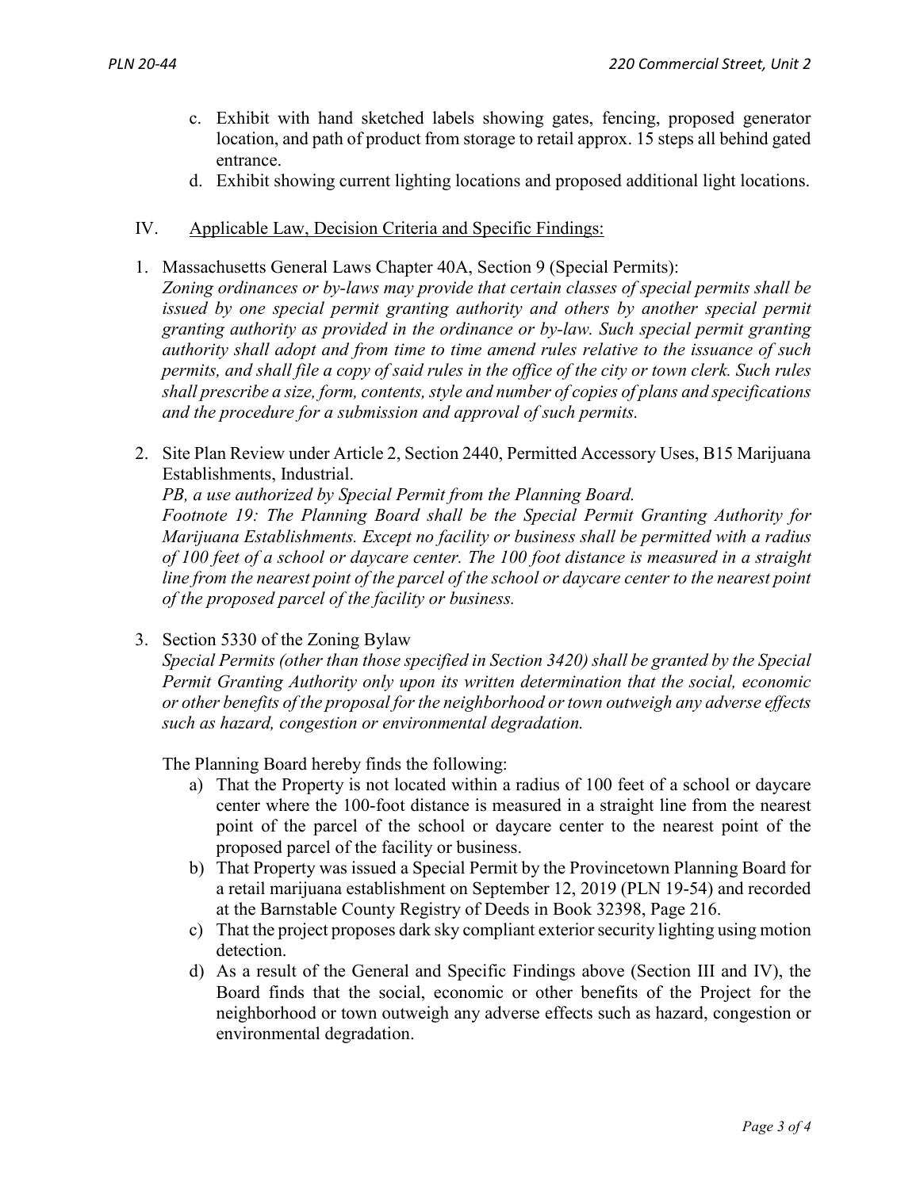c. Exhibit with hand sketched labels showing gates, fencing, proposed generator location, and path of product from storage to retail approx. 15 steps all behind gated entrance.
d. Exhibit showing current lighting locations and proposed additional light locations.

IV. Applicable Law, Decision Criteria and Specific Findings:

1. Massachusetts General Laws Chapter 40A, Section 9 (Special Permits):
*Zoning ordinances or by-laws may provide that certain classes of special permits shall be issued by one special permit granting authority and others by another special permit granting authority as provided in the ordinance or by-law. Such special permit granting authority shall adopt and from time to time amend rules relative to the issuance of such permits, and shall file a copy of said rules in the office of the city or town clerk. Such rules shall prescribe a size, form, contents, style and number of copies of plans and specifications and the procedure for a submission and approval of such permits.*

2. Site Plan Review under Article 2, Section 2440, Permitted Accessory Uses, B15 Marijuana Establishments, Industrial.
*PB, a use authorized by Special Permit from the Planning Board.*
*Footnote 19: The Planning Board shall be the Special Permit Granting Authority for Marijuana Establishments. Except no facility or business shall be permitted with a radius of 100 feet of a school or daycare center. The 100 foot distance is measured in a straight line from the nearest point of the parcel of the school or daycare center to the nearest point of the proposed parcel of the facility or business.*

3. Section 5330 of the Zoning Bylaw
*Special Permits (other than those specified in Section 3420) shall be granted by the Special Permit Granting Authority only upon its written determination that the social, economic or other benefits of the proposal for the neighborhood or town outweigh any adverse effects such as hazard, congestion or environmental degradation.*

The Planning Board hereby finds the following:

a) That the Property is not located within a radius of 100 feet of a school or daycare center where the 100-foot distance is measured in a straight line from the nearest point of the parcel of the school or daycare center to the nearest point of the proposed parcel of the facility or business.
b) That Property was issued a Special Permit by the Provincetown Planning Board for a retail marijuana establishment on September 12, 2019 (PLN 19-54) and recorded at the Barnstable County Registry of Deeds in Book 32398, Page 216.
c) That the project proposes dark sky compliant exterior security lighting using motion detection.
d) As a result of the General and Specific Findings above (Section III and IV), the Board finds that the social, economic or other benefits of the Project for the neighborhood or town outweigh any adverse effects such as hazard, congestion or environmental degradation.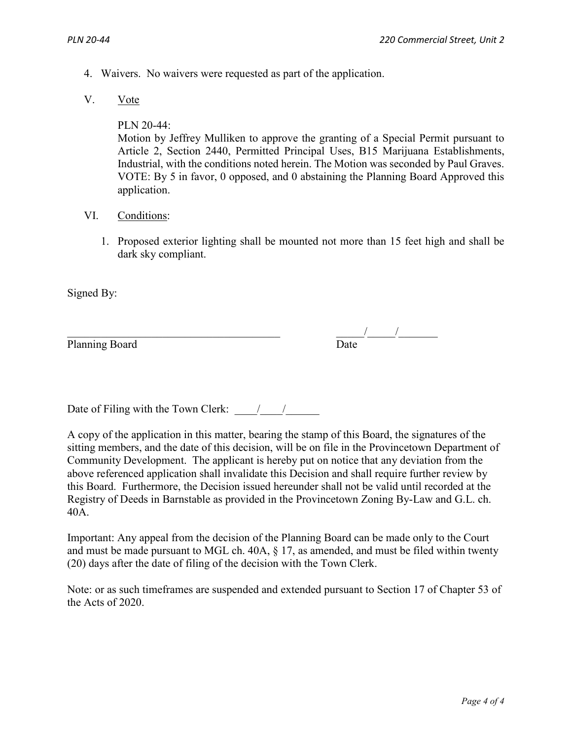4. Waivers. No waivers were requested as part of the application.

V. Vote

PLN 20-44:
Motion by Jeffrey Mulliken to approve the granting of a Special Permit pursuant to Article 2, Section 2440, Permitted Principal Uses, B15 Marijuana Establishments, Industrial, with the conditions noted herein. The Motion was seconded by Paul Graves. VOTE: By 5 in favor, 0 opposed, and 0 abstaining the Planning Board Approved this application.

VI. Conditions:

1. Proposed exterior lighting shall be mounted not more than 15 feet high and shall be dark sky compliant.

Signed By:

______________________________________ _____/_____/_______
Planning Board Date

Date of Filing with the Town Clerk: ____/____/______

A copy of the application in this matter, bearing the stamp of this Board, the signatures of the sitting members, and the date of this decision, will be on file in the Provincetown Department of Community Development. The applicant is hereby put on notice that any deviation from the above referenced application shall invalidate this Decision and shall require further review by this Board. Furthermore, the Decision issued hereunder shall not be valid until recorded at the Registry of Deeds in Barnstable as provided in the Provincetown Zoning By-Law and G.L. ch. 40A.

Important: Any appeal from the decision of the Planning Board can be made only to the Court and must be made pursuant to MGL ch. 40A, § 17, as amended, and must be filed within twenty (20) days after the date of filing of the decision with the Town Clerk.

Note: or as such timeframes are suspended and extended pursuant to Section 17 of Chapter 53 of the Acts of 2020.